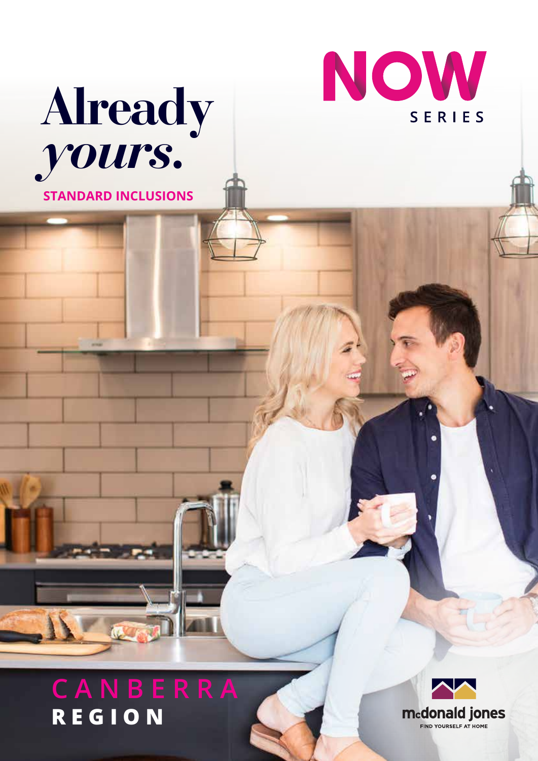# Already *yours.*

**STANDARD INCLUSIONS**

NOW SERIES

CANBERRA
**REGION**

mcdonald jones
FIND YOURSELF AT HOME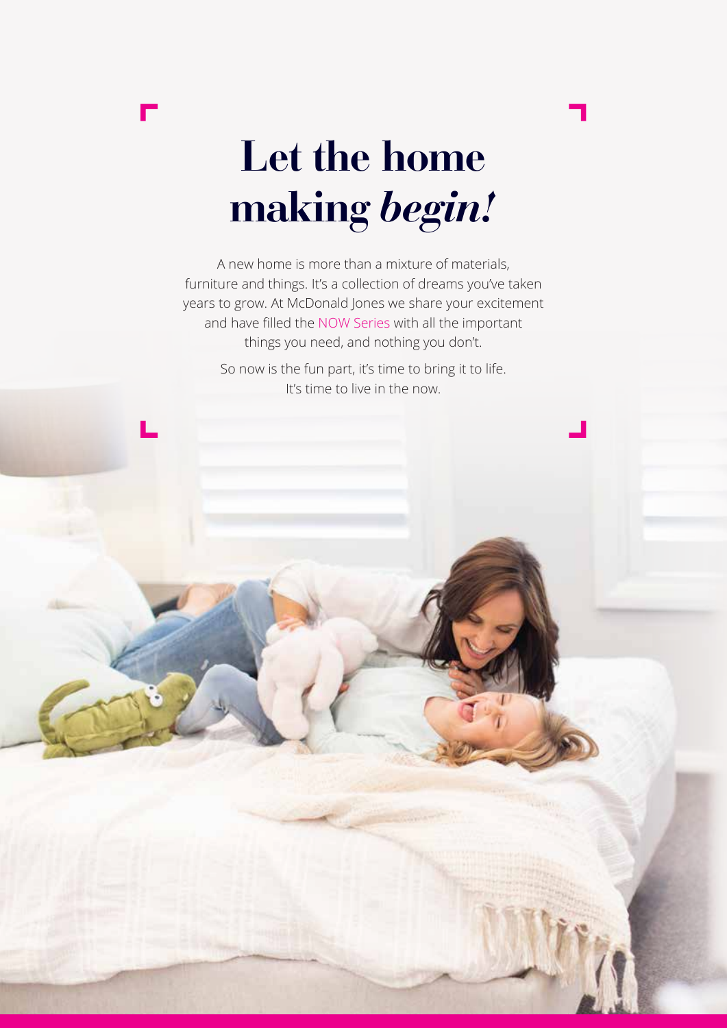# Let the home making *begin!*

A new home is more than a mixture of materials, furniture and things. It's a collection of dreams you've taken years to grow. At McDonald Jones we share your excitement and have filled the NOW Series with all the important things you need, and nothing you don't.

So now is the fun part, it's time to bring it to life. It's time to live in the now.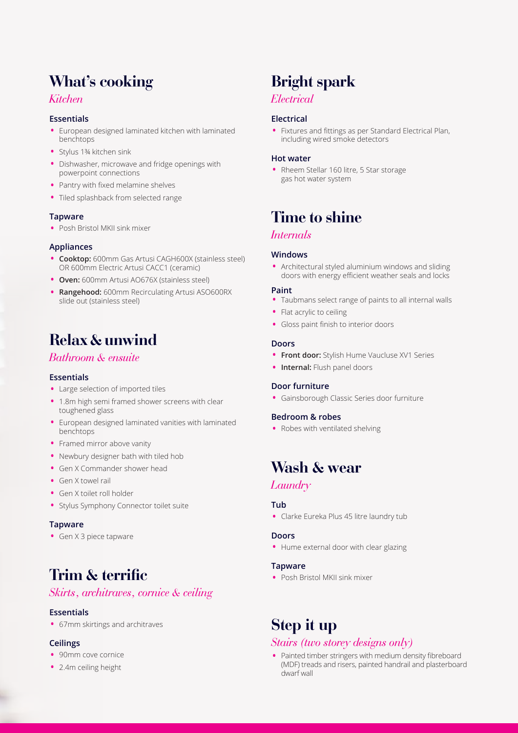## What's cooking

*Kitchen*

### Essentials

- European designed laminated kitchen with laminated benchtops
- Stylus 1¾ kitchen sink
- Dishwasher, microwave and fridge openings with powerpoint connections
- Pantry with fixed melamine shelves
- Tiled splashback from selected range

### Tapware

- Posh Bristol MKII sink mixer

### Appliances

- **Cooktop:** 600mm Gas Artusi CAGH600X (stainless steel) OR 600mm Electric Artusi CACC1 (ceramic)
- **Oven:** 600mm Artusi AO676X (stainless steel)
- **Rangehood:** 600mm Recirculating Artusi ASO600RX slide out (stainless steel)

## Relax & unwind

*Bathroom & ensuite*

### Essentials

- Large selection of imported tiles
- 1.8m high semi framed shower screens with clear toughened glass
- European designed laminated vanities with laminated benchtops
- Framed mirror above vanity
- Newbury designer bath with tiled hob
- Gen X Commander shower head
- Gen X towel rail
- Gen X toilet roll holder
- Stylus Symphony Connector toilet suite

### Tapware

- Gen X 3 piece tapware

## Trim & terrific

*Skirts, architraves, cornice & ceiling*

### Essentials

- 67mm skirtings and architraves

### Ceilings

- 90mm cove cornice
- 2.4m ceiling height

## Bright spark

*Electrical*

### Electrical

- Fixtures and fittings as per Standard Electrical Plan, including wired smoke detectors

### Hot water

- Rheem Stellar 160 litre, 5 Star storage gas hot water system

## Time to shine

*Internals*

### Windows

- Architectural styled aluminium windows and sliding doors with energy efficient weather seals and locks

### Paint

- Taubmans select range of paints to all internal walls
- Flat acrylic to ceiling
- Gloss paint finish to interior doors

### Doors

- **Front door:** Stylish Hume Vaucluse XV1 Series
- **Internal:** Flush panel doors

### Door furniture

- Gainsborough Classic Series door furniture

### Bedroom & robes

- Robes with ventilated shelving

## Wash & wear

*Laundry*

### Tub

- Clarke Eureka Plus 45 litre laundry tub

### Doors

- Hume external door with clear glazing

### Tapware

- Posh Bristol MKII sink mixer

## Step it up

*Stairs (two storey designs only)*

- Painted timber stringers with medium density fibreboard (MDF) treads and risers, painted handrail and plasterboard dwarf wall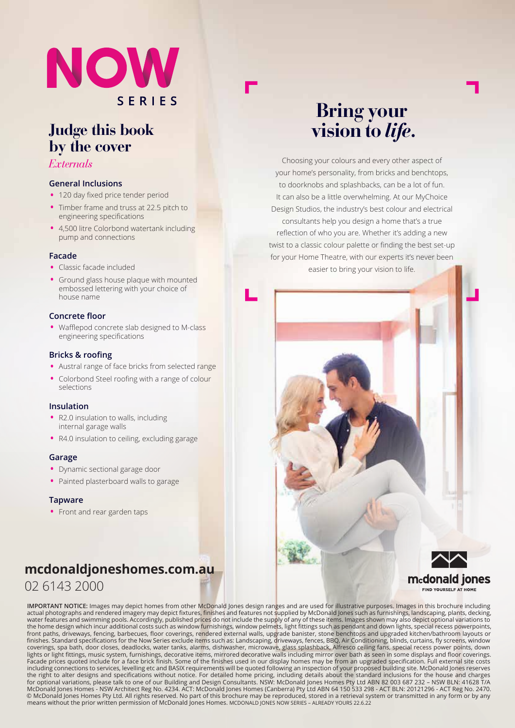# NOW SERIES

## Judge this book by the cover

*Externals*

### General Inclusions

- 120 day fixed price tender period
- Timber frame and truss at 22.5 pitch to engineering specifications
- 4,500 litre Colorbond watertank including pump and connections

### Facade

- Classic facade included
- Ground glass house plaque with mounted embossed lettering with your choice of house name

### Concrete floor

- Wafflepod concrete slab designed to M-class engineering specifications

### Bricks & roofing

- Austral range of face bricks from selected range
- Colorbond Steel roofing with a range of colour selections

### Insulation

- R2.0 insulation to walls, including internal garage walls
- R4.0 insulation to ceiling, excluding garage

### Garage

- Dynamic sectional garage door
- Painted plasterboard walls to garage

### Tapware

- Front and rear garden taps

## Bring your vision to *life*.

Choosing your colours and every other aspect of your home's personality, from bricks and benchtops, to doorknobs and splashbacks, can be a lot of fun. It can also be a little overwhelming. At our MyChoice Design Studios, the industry's best colour and electrical consultants help you design a home that's a true reflection of who you are. Whether it's adding a new twist to a classic colour palette or finding the best set-up for your Home Theatre, with our experts it's never been easier to bring your vision to life.

**mcdonaldjoneshomes.com.au**
02 6143 2000

mcdonald jones
FIND YOURSELF AT HOME

**IMPORTANT NOTICE:** Images may depict homes from other McDonald Jones design ranges and are used for illustrative purposes. Images in this brochure including actual photographs and rendered imagery may depict fixtures, finishes and features not supplied by McDonald Jones such as furnishings, landscaping, plants, decking, water features and swimming pools. Accordingly, published prices do not include the supply of any of these items. Images shown may also depict optional variations to the home design which incur additional costs such as window furnishings, window pelmets, light fittings such as pendant and down lights, special recess powerpoints, front paths, driveways, fencing, barbecues, floor coverings, rendered external walls, upgrade banister, stone benchtops and upgraded kitchen/bathroom layouts or finishes. Standard specifications for the Now Series exclude items such as: Landscaping, driveways, fences, BBQ, Air Conditioning, blinds, curtains, fly screens, window coverings, spa bath, door closes, deadlocks, water tanks, alarms, dishwasher, microwave, glass splashback, Alfresco ceiling fans, special recess power points, down lights or light fittings, music system, furnishings, decorative items, mirrored decorative walls including mirror over bath as seen in some displays and floor coverings. Facade prices quoted include for a face brick finish. Some of the finishes used in our display homes may be from an upgraded specification. Full external site costs including connections to services, levelling etc and BASIX requirements will be quoted following an inspection of your proposed building site. McDonald Jones reserves the right to alter designs and specifications without notice. For detailed home pricing, including details about the standard inclusions for the house and charges for optional variations, please talk to one of our Building and Design Consultants. NSW: McDonald Jones Homes Pty Ltd ABN 82 003 687 232 – NSW BLN: 41628 T/A McDonald Jones Homes - NSW Architect Reg No. 4234. ACT: McDonald Jones Homes (Canberra) Pty Ltd ABN 64 150 533 298 - ACT BLN: 20121296 - ACT Reg No. 2470. © McDonald Jones Homes Pty Ltd. All rights reserved. No part of this brochure may be reproduced, stored in a retrieval system or transmitted in any form or by any means without the prior written permission of McDonald Jones Homes. MCDONALD JONES NOW SERIES – ALREADY YOURS 22.6.22